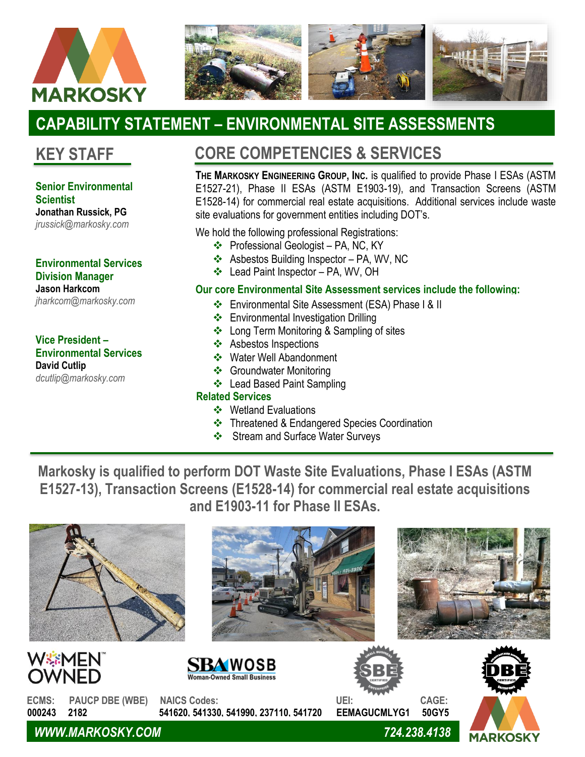MARKOSKY

# CAPABILITY STATEMENT – ENVIRONMENTAL SITE ASSESSMENTS

## KEY STAFF

**Senior Environmental Scientist**
**Jonathan Russick, PG**
*jrussick@markosky.com*

**Environmental Services Division Manager**
**Jason Harkcom**
*jharkcom@markosky.com*

**Vice President – Environmental Services**
**David Cutlip**
*dcutlip@markosky.com*

## CORE COMPETENCIES & SERVICES

**THE MARKOSKY ENGINEERING GROUP, INC.** is qualified to provide Phase I ESAs (ASTM E1527-21), Phase II ESAs (ASTM E1903-19), and Transaction Screens (ASTM E1528-14) for commercial real estate acquisitions. Additional services include waste site evaluations for government entities including DOT's.

We hold the following professional Registrations:

- Professional Geologist – PA, NC, KY
- Asbestos Building Inspector – PA, WV, NC
- Lead Paint Inspector – PA, WV, OH

**Our core Environmental Site Assessment services include the following:**

- Environmental Site Assessment (ESA) Phase I & II
- Environmental Investigation Drilling
- Long Term Monitoring & Sampling of sites
- Asbestos Inspections
- Water Well Abandonment
- Groundwater Monitoring
- Lead Based Paint Sampling

**Related Services**

- Wetland Evaluations
- Threatened & Endangered Species Coordination
- Stream and Surface Water Surveys

**Markosky is qualified to perform DOT Waste Site Evaluations, Phase I ESAs (ASTM E1527-13), Transaction Screens (E1528-14) for commercial real estate acquisitions and E1903-11 for Phase II ESAs.**

WOMEN OWNED | SBA WOSB Woman-Owned Small Business | SBE | DBE

| ECMS: | PAUCP DBE (WBE) | NAICS Codes: | UEI: | CAGE: |
|---|---|---|---|---|
| 000243 | 2182 | 541620, 541330, 541990, 237110, 541720 | EEMAGUCMLYG1 | 50GY5 |

*WWW.MARKOSKY.COM* | *724.238.4138*

MARKOSKY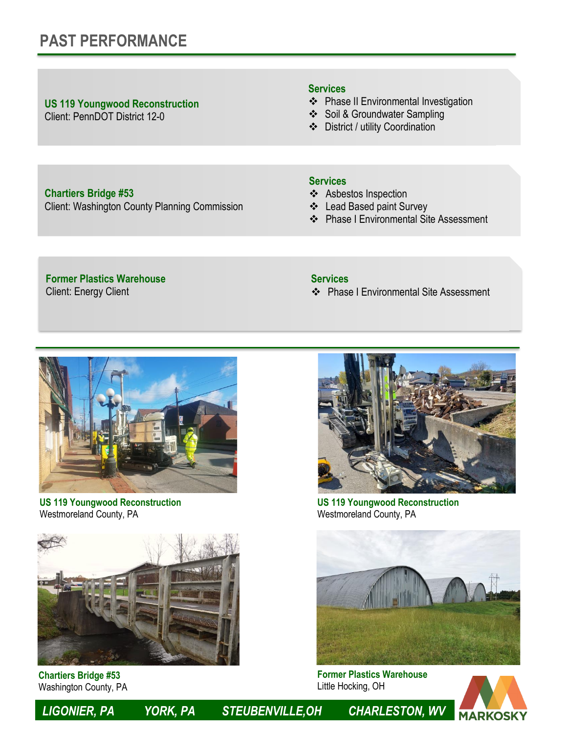## PAST PERFORMANCE

**US 119 Youngwood Reconstruction**
Client: PennDOT District 12-0

**Services**
- Phase II Environmental Investigation
- Soil & Groundwater Sampling
- District / utility Coordination

**Chartiers Bridge #53**
Client: Washington County Planning Commission

**Services**
- Asbestos Inspection
- Lead Based paint Survey
- Phase I Environmental Site Assessment

**Former Plastics Warehouse**
Client: Energy Client

**Services**
- Phase I Environmental Site Assessment

**US 119 Youngwood Reconstruction**
Westmoreland County, PA

**US 119 Youngwood Reconstruction**
Westmoreland County, PA

**Chartiers Bridge #53**
Washington County, PA

**Former Plastics Warehouse**
Little Hocking, OH

*LIGONIER, PA* *YORK, PA* *STEUBENVILLE,OH* *CHARLESTON, WV*

MARKOSKY